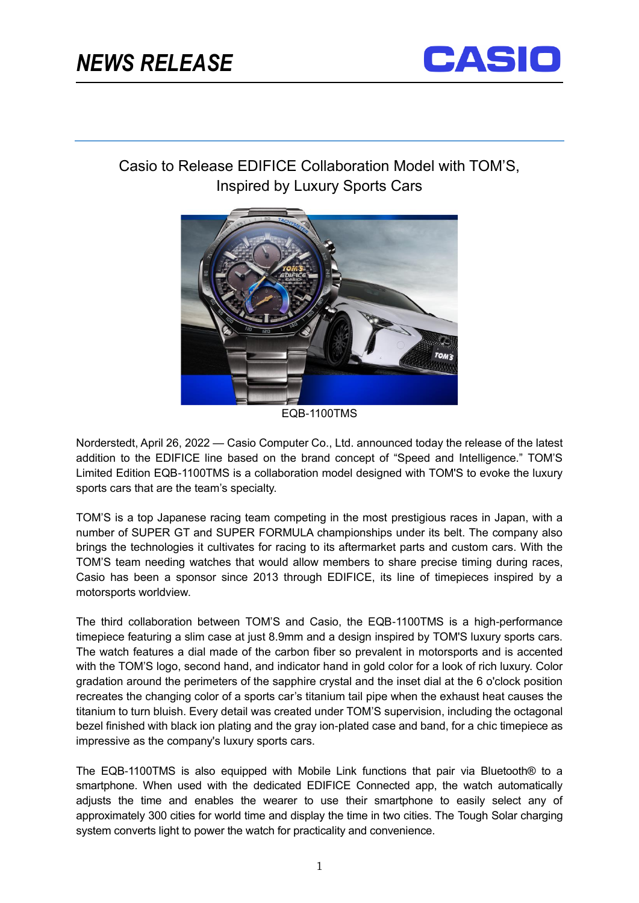# NEWS RELEASE

## Casio to Release EDIFICE Collaboration Model with TOM'S, Inspired by Luxury Sports Cars

EQB-1100TMS

Norderstedt, April 26, 2022 — Casio Computer Co., Ltd. announced today the release of the latest addition to the EDIFICE line based on the brand concept of "Speed and Intelligence." TOM'S Limited Edition EQB-1100TMS is a collaboration model designed with TOM'S to evoke the luxury sports cars that are the team's specialty.

TOM'S is a top Japanese racing team competing in the most prestigious races in Japan, with a number of SUPER GT and SUPER FORMULA championships under its belt. The company also brings the technologies it cultivates for racing to its aftermarket parts and custom cars. With the TOM'S team needing watches that would allow members to share precise timing during races, Casio has been a sponsor since 2013 through EDIFICE, its line of timepieces inspired by a motorsports worldview.

The third collaboration between TOM'S and Casio, the EQB-1100TMS is a high-performance timepiece featuring a slim case at just 8.9mm and a design inspired by TOM'S luxury sports cars. The watch features a dial made of the carbon fiber so prevalent in motorsports and is accented with the TOM'S logo, second hand, and indicator hand in gold color for a look of rich luxury. Color gradation around the perimeters of the sapphire crystal and the inset dial at the 6 o'clock position recreates the changing color of a sports car's titanium tail pipe when the exhaust heat causes the titanium to turn bluish. Every detail was created under TOM'S supervision, including the octagonal bezel finished with black ion plating and the gray ion-plated case and band, for a chic timepiece as impressive as the company's luxury sports cars.

The EQB-1100TMS is also equipped with Mobile Link functions that pair via Bluetooth® to a smartphone. When used with the dedicated EDIFICE Connected app, the watch automatically adjusts the time and enables the wearer to use their smartphone to easily select any of approximately 300 cities for world time and display the time in two cities. The Tough Solar charging system converts light to power the watch for practicality and convenience.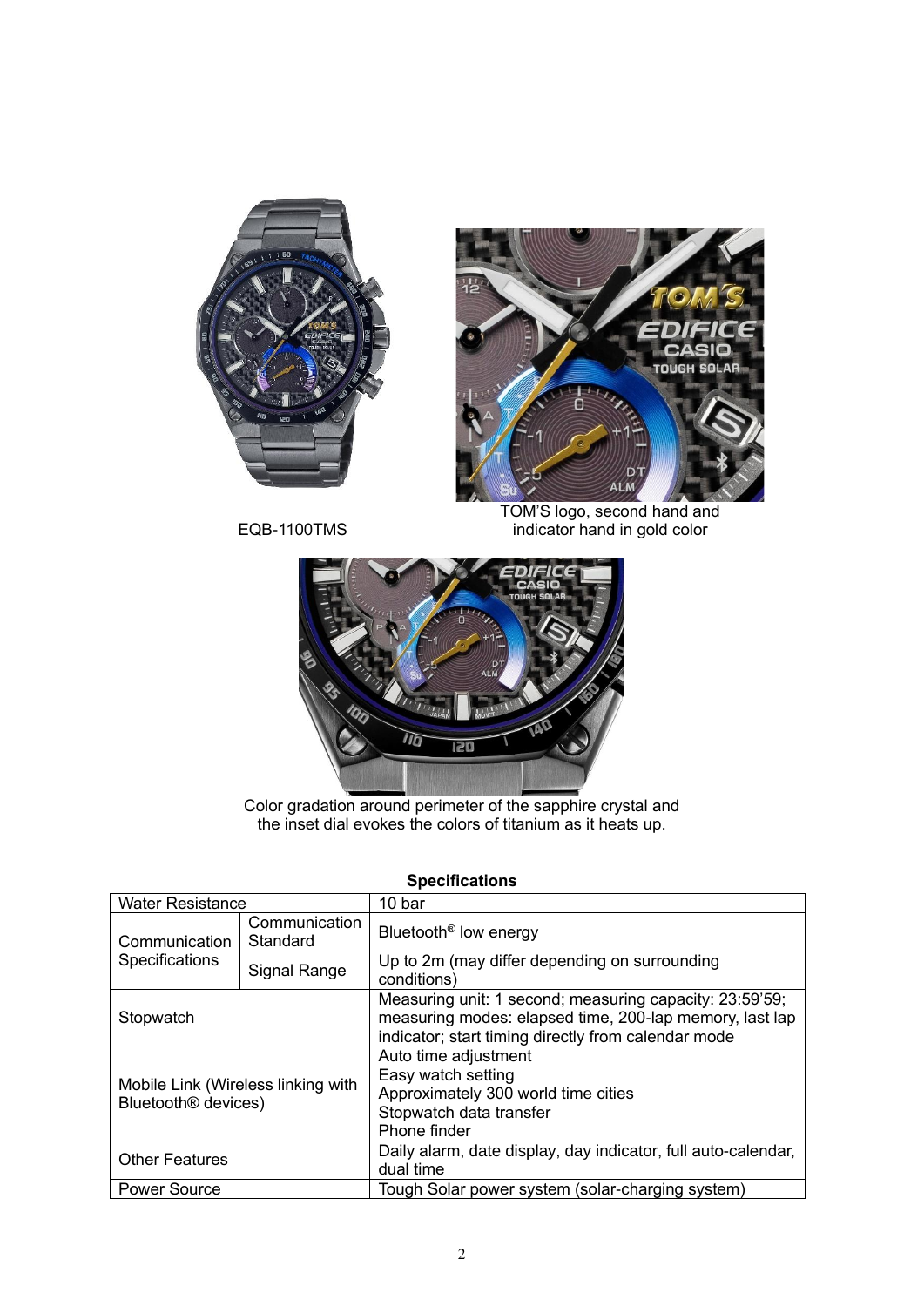EQB-1100TMS

TOM'S logo, second hand and indicator hand in gold color

Color gradation around perimeter of the sapphire crystal and the inset dial evokes the colors of titanium as it heats up.

**Specifications**

| Water Resistance | | 10 bar |
|---|---|---|
| Communication Specifications | Communication Standard | Bluetooth® low energy |
| | Signal Range | Up to 2m (may differ depending on surrounding conditions) |
| Stopwatch | | Measuring unit: 1 second; measuring capacity: 23:59'59; measuring modes: elapsed time, 200-lap memory, last lap indicator; start timing directly from calendar mode |
| Mobile Link (Wireless linking with Bluetooth® devices) | | Auto time adjustment<br>Easy watch setting<br>Approximately 300 world time cities<br>Stopwatch data transfer<br>Phone finder |
| Other Features | | Daily alarm, date display, day indicator, full auto-calendar, dual time |
| Power Source | | Tough Solar power system (solar-charging system) |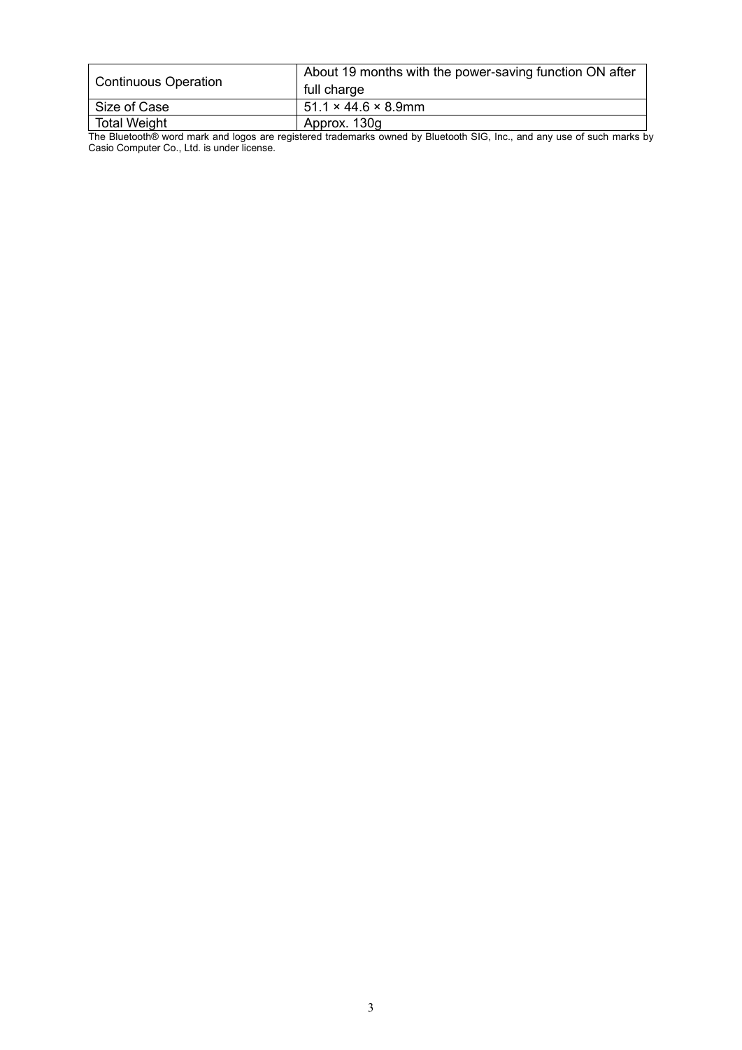| | |
|---|---|
| Continuous Operation | About 19 months with the power-saving function ON after full charge |
| Size of Case | 51.1 × 44.6 × 8.9mm |
| Total Weight | Approx. 130g |

The Bluetooth® word mark and logos are registered trademarks owned by Bluetooth SIG, Inc., and any use of such marks by Casio Computer Co., Ltd. is under license.